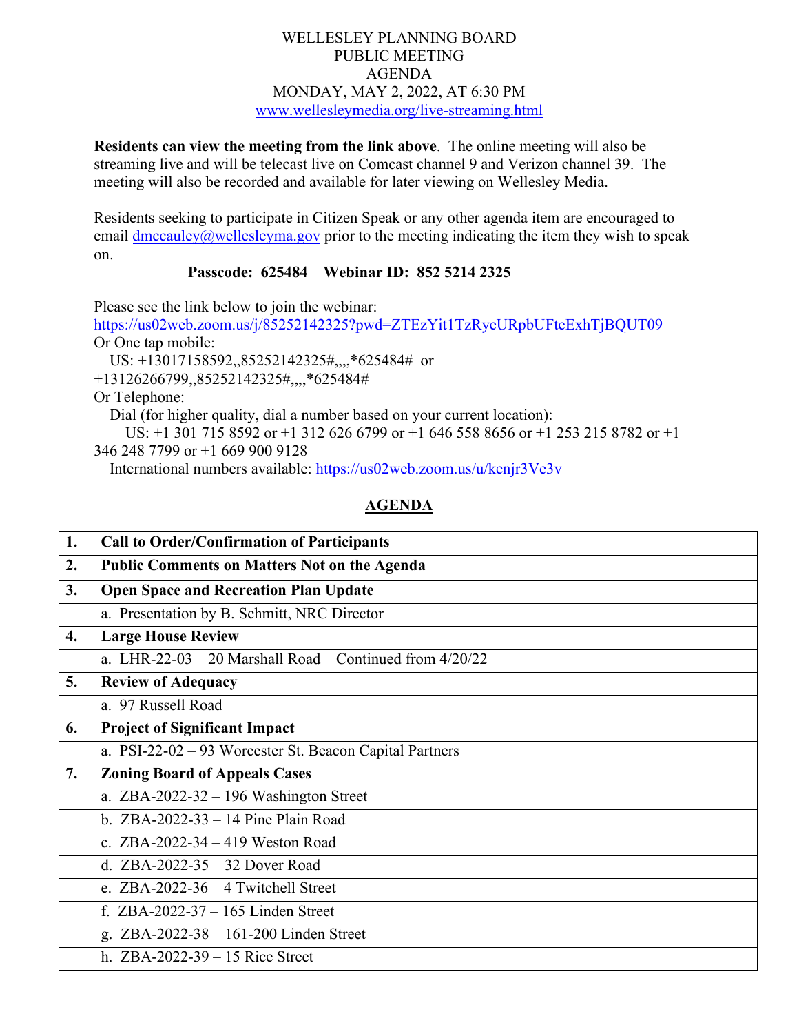# WELLESLEY PLANNING BOARD
## PUBLIC MEETING
## AGENDA
## MONDAY, MAY 2, 2022, AT 6:30 PM

www.wellesleymedia.org/live-streaming.html

**Residents can view the meeting from the link above**. The online meeting will also be streaming live and will be telecast live on Comcast channel 9 and Verizon channel 39. The meeting will also be recorded and available for later viewing on Wellesley Media.

Residents seeking to participate in Citizen Speak or any other agenda item are encouraged to email dmccauley@wellesleyma.gov prior to the meeting indicating the item they wish to speak on.

**Passcode: 625484 Webinar ID: 852 5214 2325**

Please see the link below to join the webinar:
https://us02web.zoom.us/j/85252142325?pwd=ZTEzYit1TzRyeURpbUFteExhTjBQUT09
Or One tap mobile:
US: +13017158592,,85252142325#,,,,*625484# or
+13126266799,,85252142325#,,,,*625484#
Or Telephone:
Dial (for higher quality, dial a number based on your current location):
US: +1 301 715 8592 or +1 312 626 6799 or +1 646 558 8656 or +1 253 215 8782 or +1 346 248 7799 or +1 669 900 9128
International numbers available: https://us02web.zoom.us/u/kenjr3Ve3v

## AGENDA

| | |
|---|---|
| **1.** | **Call to Order/Confirmation of Participants** |
| **2.** | **Public Comments on Matters Not on the Agenda** |
| **3.** | **Open Space and Recreation Plan Update** |
| | a. Presentation by B. Schmitt, NRC Director |
| **4.** | **Large House Review** |
| | a. LHR-22-03 – 20 Marshall Road – Continued from 4/20/22 |
| **5.** | **Review of Adequacy** |
| | a. 97 Russell Road |
| **6.** | **Project of Significant Impact** |
| | a. PSI-22-02 – 93 Worcester St. Beacon Capital Partners |
| **7.** | **Zoning Board of Appeals Cases** |
| | a. ZBA-2022-32 – 196 Washington Street |
| | b. ZBA-2022-33 – 14 Pine Plain Road |
| | c. ZBA-2022-34 – 419 Weston Road |
| | d. ZBA-2022-35 – 32 Dover Road |
| | e. ZBA-2022-36 – 4 Twitchell Street |
| | f. ZBA-2022-37 – 165 Linden Street |
| | g. ZBA-2022-38 – 161-200 Linden Street |
| | h. ZBA-2022-39 – 15 Rice Street |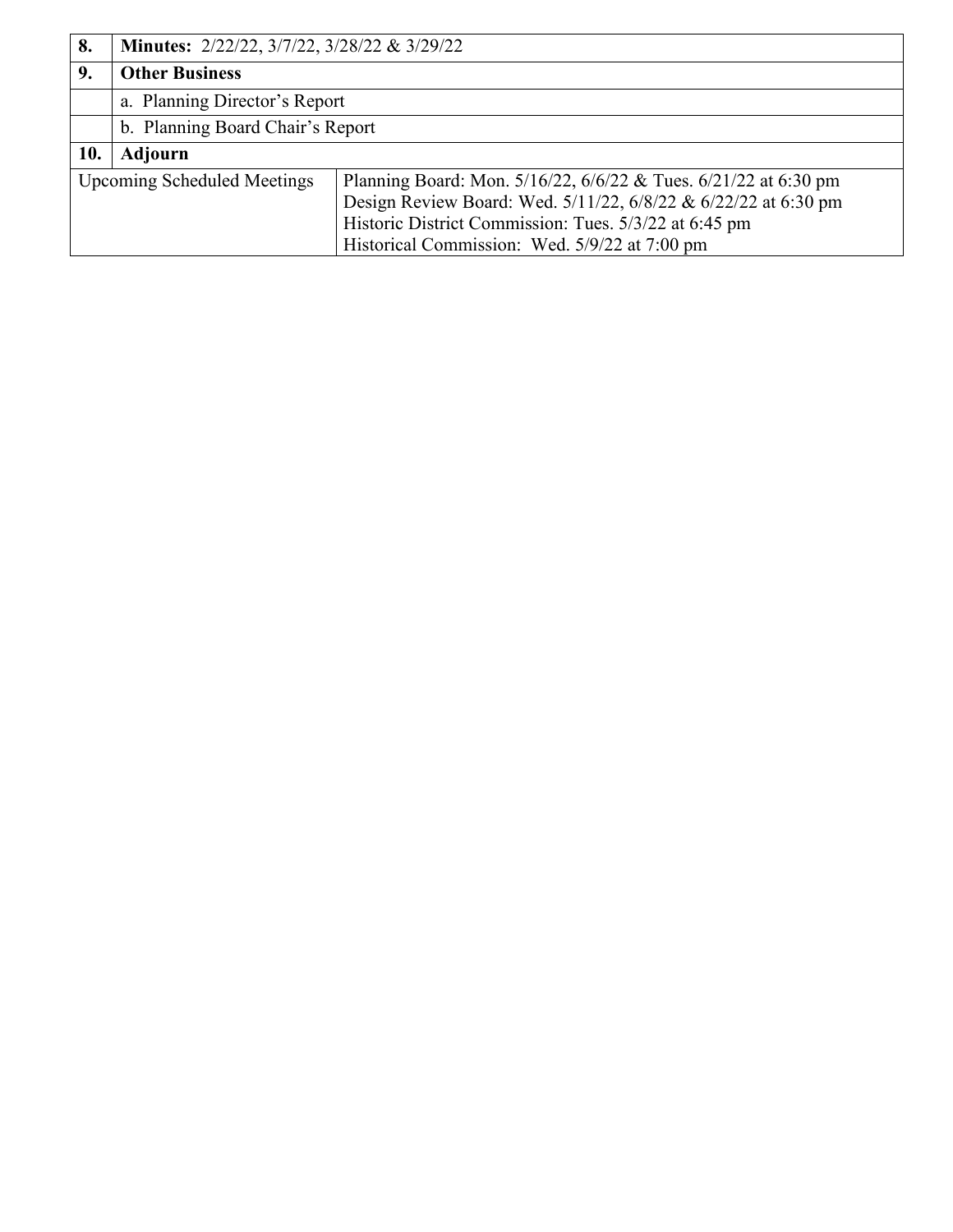| | |
|---|---|
| **8.** | **Minutes:** 2/22/22, 3/7/22, 3/28/22 & 3/29/22 |
| **9.** | **Other Business** |
| | a. Planning Director's Report |
| | b. Planning Board Chair's Report |
| **10.** | **Adjourn** |

| | |
|---|---|
| Upcoming Scheduled Meetings | Planning Board: Mon. 5/16/22, 6/6/22 & Tues. 6/21/22 at 6:30 pm<br>Design Review Board: Wed. 5/11/22, 6/8/22 & 6/22/22 at 6:30 pm<br>Historic District Commission: Tues. 5/3/22 at 6:45 pm<br>Historical Commission: Wed. 5/9/22 at 7:00 pm |